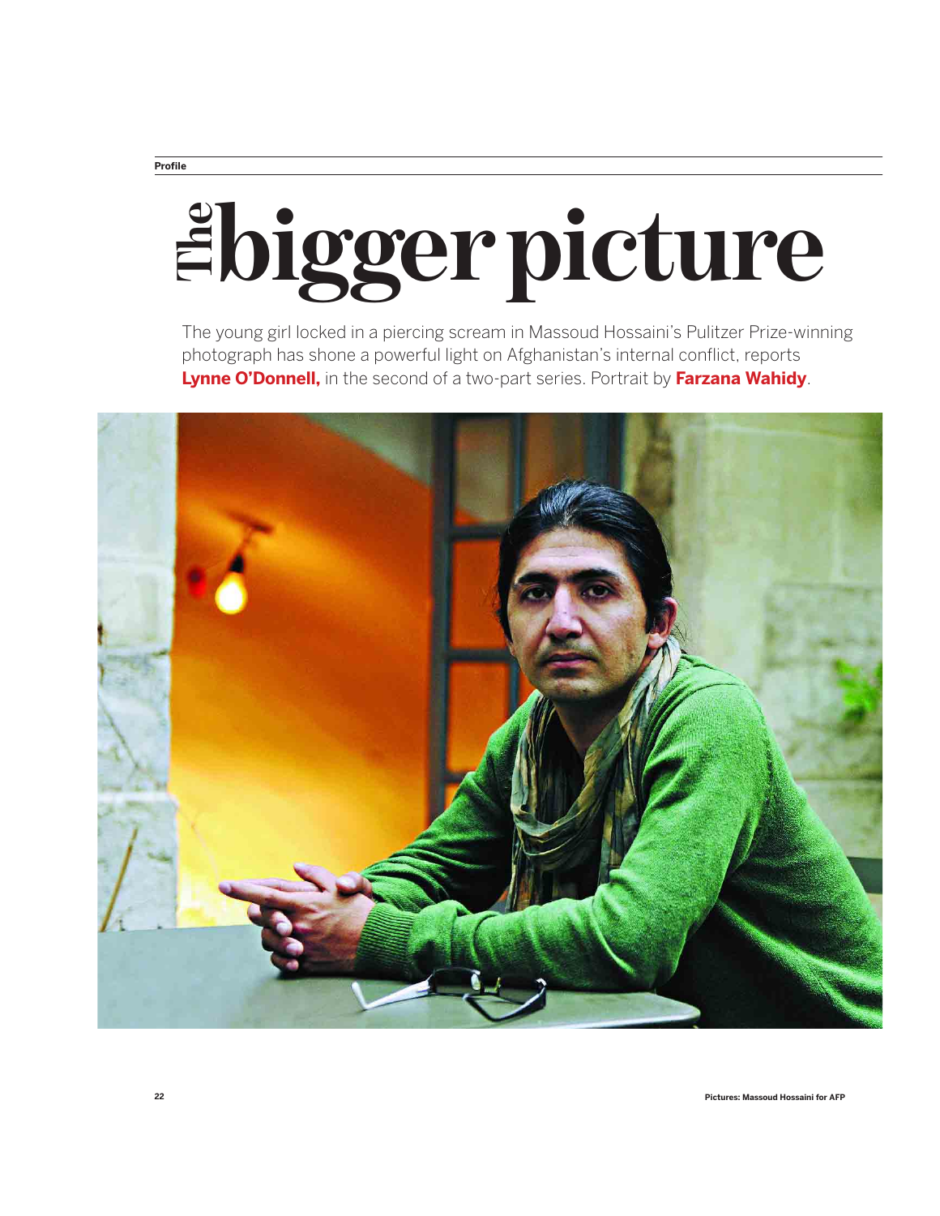Profile

# The bigger picture

The young girl locked in a piercing scream in Massoud Hossaini's Pulitzer Prize-winning photograph has shone a powerful light on Afghanistan's internal conflict, reports **Lynne O'Donnell,** in the second of a two-part series. Portrait by **Farzana Wahidy**.

Pictures: Massoud Hossaini for AFP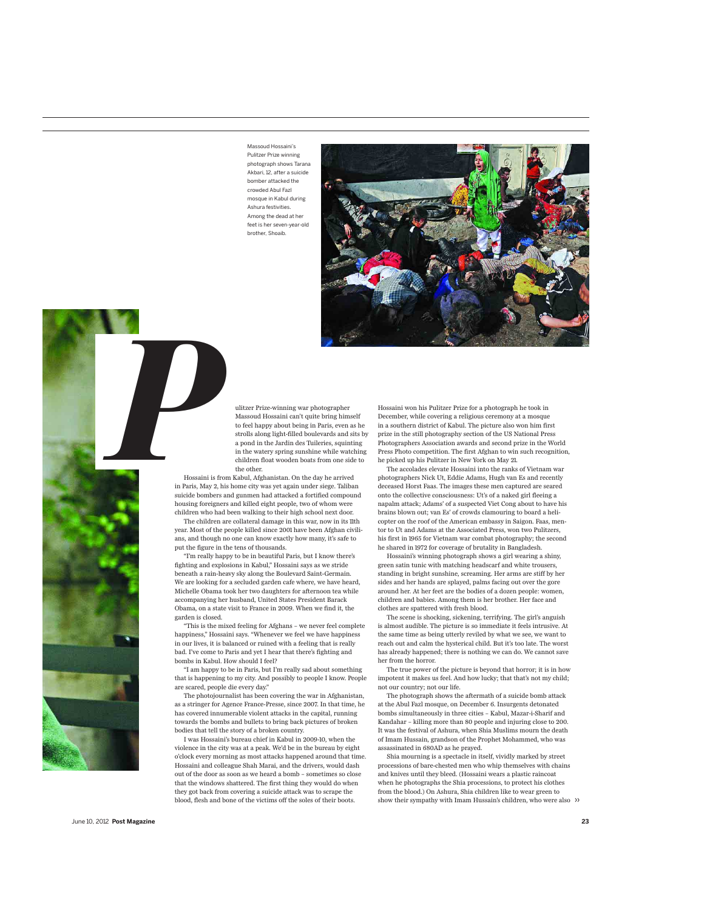Massoud Hossaini's Pulitzer Prize winning photograph shows Tarana Akbari, 12, after a suicide bomber attacked the crowded Abul Fazl mosque in Kabul during Ashura festivities. Among the dead at her feet is her seven-year-old brother, Shoaib.

Pulitzer Prize-winning war photographer Massoud Hossaini can't quite bring himself to feel happy about being in Paris, even as he strolls along light-filled boulevards and sits by a pond in the Jardin des Tuileries, squinting in the watery spring sunshine while watching children float wooden boats from one side to the other.

Hossaini is from Kabul, Afghanistan. On the day he arrived in Paris, May 2, his home city was yet again under siege. Taliban suicide bombers and gunmen had attacked a fortified compound housing foreigners and killed eight people, two of whom were children who had been walking to their high school next door.

The children are collateral damage in this war, now in its 11th year. Most of the people killed since 2001 have been Afghan civilians, and though no one can know exactly how many, it's safe to put the figure in the tens of thousands.

"I'm really happy to be in beautiful Paris, but I know there's fighting and explosions in Kabul," Hossaini says as we stride beneath a rain-heavy sky along the Boulevard Saint-Germain. We are looking for a secluded garden cafe where, we have heard, Michelle Obama took her two daughters for afternoon tea while accompanying her husband, United States President Barack Obama, on a state visit to France in 2009. When we find it, the garden is closed.

"This is the mixed feeling for Afghans – we never feel complete happiness," Hossaini says. "Whenever we feel we have happiness in our lives, it is balanced or ruined with a feeling that is really bad. I've come to Paris and yet I hear that there's fighting and bombs in Kabul. How should I feel?

"I am happy to be in Paris, but I'm really sad about something that is happening to my city. And possibly to people I know. People are scared, people die every day."

The photojournalist has been covering the war in Afghanistan, as a stringer for Agence France-Presse, since 2007. In that time, he has covered innumerable violent attacks in the capital, running towards the bombs and bullets to bring back pictures of broken bodies that tell the story of a broken country.

I was Hossaini's bureau chief in Kabul in 2009-10, when the violence in the city was at a peak. We'd be in the bureau by eight o'clock every morning as most attacks happened around that time. Hossaini and colleague Shah Marai, and the drivers, would dash out of the door as soon as we heard a bomb – sometimes so close that the windows shattered. The first thing they would do when they got back from covering a suicide attack was to scrape the blood, flesh and bone of the victims off the soles of their boots.

Hossaini won his Pulitzer Prize for a photograph he took in December, while covering a religious ceremony at a mosque in a southern district of Kabul. The picture also won him first prize in the still photography section of the US National Press Photographers Association awards and second prize in the World Press Photo competition. The first Afghan to win such recognition, he picked up his Pulitzer in New York on May 21.

The accolades elevate Hossaini into the ranks of Vietnam war photographers Nick Ut, Eddie Adams, Hugh van Es and recently deceased Horst Faas. The images these men captured are seared onto the collective consciousness: Ut's of a naked girl fleeing a napalm attack; Adams' of a suspected Viet Cong about to have his brains blown out; van Es' of crowds clamouring to board a helicopter on the roof of the American embassy in Saigon. Faas, mentor to Ut and Adams at the Associated Press, won two Pulitzers, his first in 1965 for Vietnam war combat photography; the second he shared in 1972 for coverage of brutality in Bangladesh.

Hossaini's winning photograph shows a girl wearing a shiny, green satin tunic with matching headscarf and white trousers, standing in bright sunshine, screaming. Her arms are stiff by her sides and her hands are splayed, palms facing out over the gore around her. At her feet are the bodies of a dozen people: women, children and babies. Among them is her brother. Her face and clothes are spattered with fresh blood.

The scene is shocking, sickening, terrifying. The girl's anguish is almost audible. The picture is so immediate it feels intrusive. At the same time as being utterly reviled by what we see, we want to reach out and calm the hysterical child. But it's too late. The worst has already happened; there is nothing we can do. We cannot save her from the horror.

The true power of the picture is beyond that horror; it is in how impotent it makes us feel. And how lucky; that that's not my child; not our country; not our life.

The photograph shows the aftermath of a suicide bomb attack at the Abul Fazl mosque, on December 6. Insurgents detonated bombs simultaneously in three cities – Kabul, Mazar-i-Sharif and Kandahar – killing more than 80 people and injuring close to 200. It was the festival of Ashura, when Shia Muslims mourn the death of Imam Hussain, grandson of the Prophet Mohammed, who was assassinated in 680AD as he prayed.

Shia mourning is a spectacle in itself, vividly marked by street processions of bare-chested men who whip themselves with chains and knives until they bleed. (Hossaini wears a plastic raincoat when he photographs the Shia processions, to protect his clothes from the blood.) On Ashura, Shia children like to wear green to show their sympathy with Imam Hussain's children, who were also ››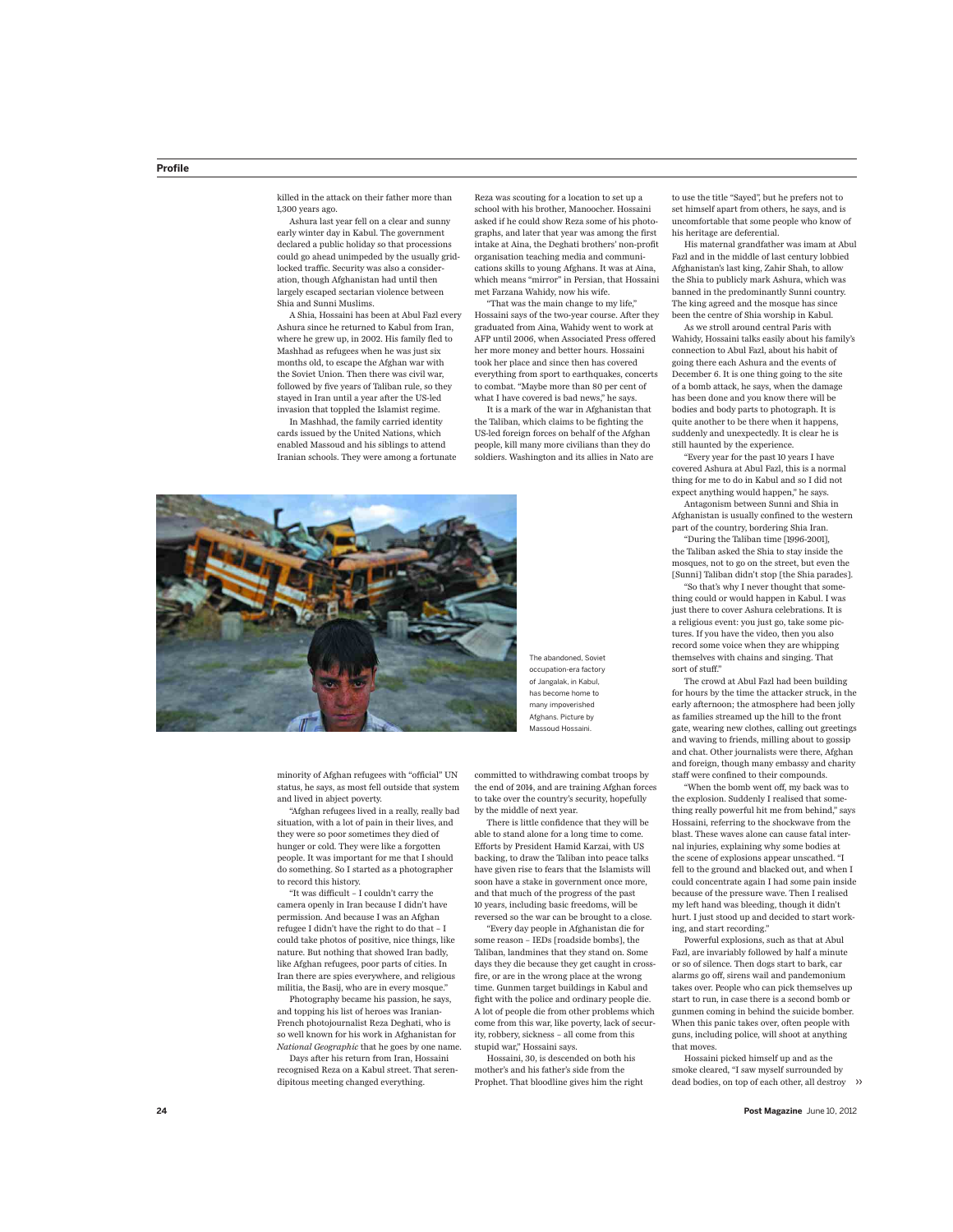killed in the attack on their father more than 1,300 years ago.

Ashura last year fell on a clear and sunny early winter day in Kabul. The government declared a public holiday so that processions could go ahead unimpeded by the usually gridlocked traffic. Security was also a consideration, though Afghanistan had until then largely escaped sectarian violence between Shia and Sunni Muslims.

A Shia, Hossaini has been at Abul Fazl every Ashura since he returned to Kabul from Iran, where he grew up, in 2002. His family fled to Mashhad as refugees when he was just six months old, to escape the Afghan war with the Soviet Union. Then there was civil war, followed by five years of Taliban rule, so they stayed in Iran until a year after the US-led invasion that toppled the Islamist regime.

In Mashhad, the family carried identity cards issued by the United Nations, which enabled Massoud and his siblings to attend Iranian schools. They were among a fortunate minority of Afghan refugees with "official" UN status, he says, as most fell outside that system and lived in abject poverty.

"Afghan refugees lived in a really, really bad situation, with a lot of pain in their lives, and they were so poor sometimes they died of hunger or cold. They were like a forgotten people. It was important for me that I should do something. So I started as a photographer to record this history.

"It was difficult – I couldn't carry the camera openly in Iran because I didn't have permission. And because I was an Afghan refugee I didn't have the right to do that – I could take photos of positive, nice things, like nature. But nothing that showed Iran badly, like Afghan refugees, poor parts of cities. In Iran there are spies everywhere, and religious militia, the Basij, who are in every mosque."

Photography became his passion, he says, and topping his list of heroes was Iranian-French photojournalist Reza Deghati, who is so well known for his work in Afghanistan for *National Geographic* that he goes by one name.

Days after his return from Iran, Hossaini recognised Reza on a Kabul street. That serendipitous meeting changed everything.

Reza was scouting for a location to set up a school with his brother, Manoocher. Hossaini asked if he could show Reza some of his photographs, and later that year was among the first intake at Aina, the Deghati brothers' non-profit organisation teaching media and communications skills to young Afghans. It was at Aina, which means "mirror" in Persian, that Hossaini met Farzana Wahidy, now his wife.

"That was the main change to my life," Hossaini says of the two-year course. After they graduated from Aina, Wahidy went to work at AFP until 2006, when Associated Press offered her more money and better hours. Hossaini took her place and since then has covered everything from sport to earthquakes, concerts to combat. "Maybe more than 80 per cent of what I have covered is bad news," he says.

It is a mark of the war in Afghanistan that the Taliban, which claims to be fighting the US-led foreign forces on behalf of the Afghan people, kill many more civilians than they do soldiers. Washington and its allies in Nato are committed to withdrawing combat troops by the end of 2014, and are training Afghan forces to take over the country's security, hopefully by the middle of next year.

There is little confidence that they will be able to stand alone for a long time to come. Efforts by President Hamid Karzai, with US backing, to draw the Taliban into peace talks have given rise to fears that the Islamists will soon have a stake in government once more, and that much of the progress of the past 10 years, including basic freedoms, will be reversed so the war can be brought to a close.

"Every day people in Afghanistan die for some reason – IEDs [roadside bombs], the Taliban, landmines that they stand on. Some days they die because they get caught in crossfire, or are in the wrong place at the wrong time. Gunmen target buildings in Kabul and fight with the police and ordinary people die. A lot of people die from other problems which come from this war, like poverty, lack of security, robbery, sickness – all come from this stupid war," Hossaini says.

Hossaini, 30, is descended on both his mother's and his father's side from the Prophet. That bloodline gives him the right to use the title "Sayed", but he prefers not to set himself apart from others, he says, and is uncomfortable that some people who know of his heritage are deferential.

His maternal grandfather was imam at Abul Fazl and in the middle of last century lobbied Afghanistan's last king, Zahir Shah, to allow the Shia to publicly mark Ashura, which was banned in the predominantly Sunni country. The king agreed and the mosque has since been the centre of Shia worship in Kabul.

As we stroll around central Paris with Wahidy, Hossaini talks easily about his family's connection to Abul Fazl, about his habit of going there each Ashura and the events of December 6. It is one thing going to the site of a bomb attack, he says, when the damage has been done and you know there will be bodies and body parts to photograph. It is quite another to be there when it happens, suddenly and unexpectedly. It is clear he is still haunted by the experience.

"Every year for the past 10 years I have covered Ashura at Abul Fazl, this is a normal thing for me to do in Kabul and so I did not expect anything would happen," he says.

Antagonism between Sunni and Shia in Afghanistan is usually confined to the western part of the country, bordering Shia Iran.

"During the Taliban time [1996-2001], the Taliban asked the Shia to stay inside the mosques, not to go on the street, but even the [Sunni] Taliban didn't stop [the Shia parades].

"So that's why I never thought that something could or would happen in Kabul. I was just there to cover Ashura celebrations. It is a religious event: you just go, take some pictures. If you have the video, then you also record some voice when they are whipping themselves with chains and singing. That sort of stuff."

The crowd at Abul Fazl had been building for hours by the time the attacker struck, in the early afternoon; the atmosphere had been jolly as families streamed up the hill to the front gate, wearing new clothes, calling out greetings and waving to friends, milling about to gossip and chat. Other journalists were there, Afghan and foreign, though many embassy and charity staff were confined to their compounds.

"When the bomb went off, my back was to the explosion. Suddenly I realised that something really powerful hit me from behind," says Hossaini, referring to the shockwave from the blast. These waves alone can cause fatal internal injuries, explaining why some bodies at the scene of explosions appear unscathed. "I fell to the ground and blacked out, and when I could concentrate again I had some pain inside because of the pressure wave. Then I realised my left hand was bleeding, though it didn't hurt. I just stood up and decided to start working, and start recording."

Powerful explosions, such as that at Abul Fazl, are invariably followed by half a minute or so of silence. Then dogs start to bark, car alarms go off, sirens wail and pandemonium takes over. People who can pick themselves up start to run, in case there is a second bomb or gunmen coming in behind the suicide bomber. When this panic takes over, often people with guns, including police, will shoot at anything that moves.

Hossaini picked himself up and as the smoke cleared, "I saw myself surrounded by dead bodies, on top of each other, all destroy ››

The abandoned, Soviet occupation-era factory of Jangalak, in Kabul, has become home to many impoverished Afghans. Picture by Massoud Hossaini.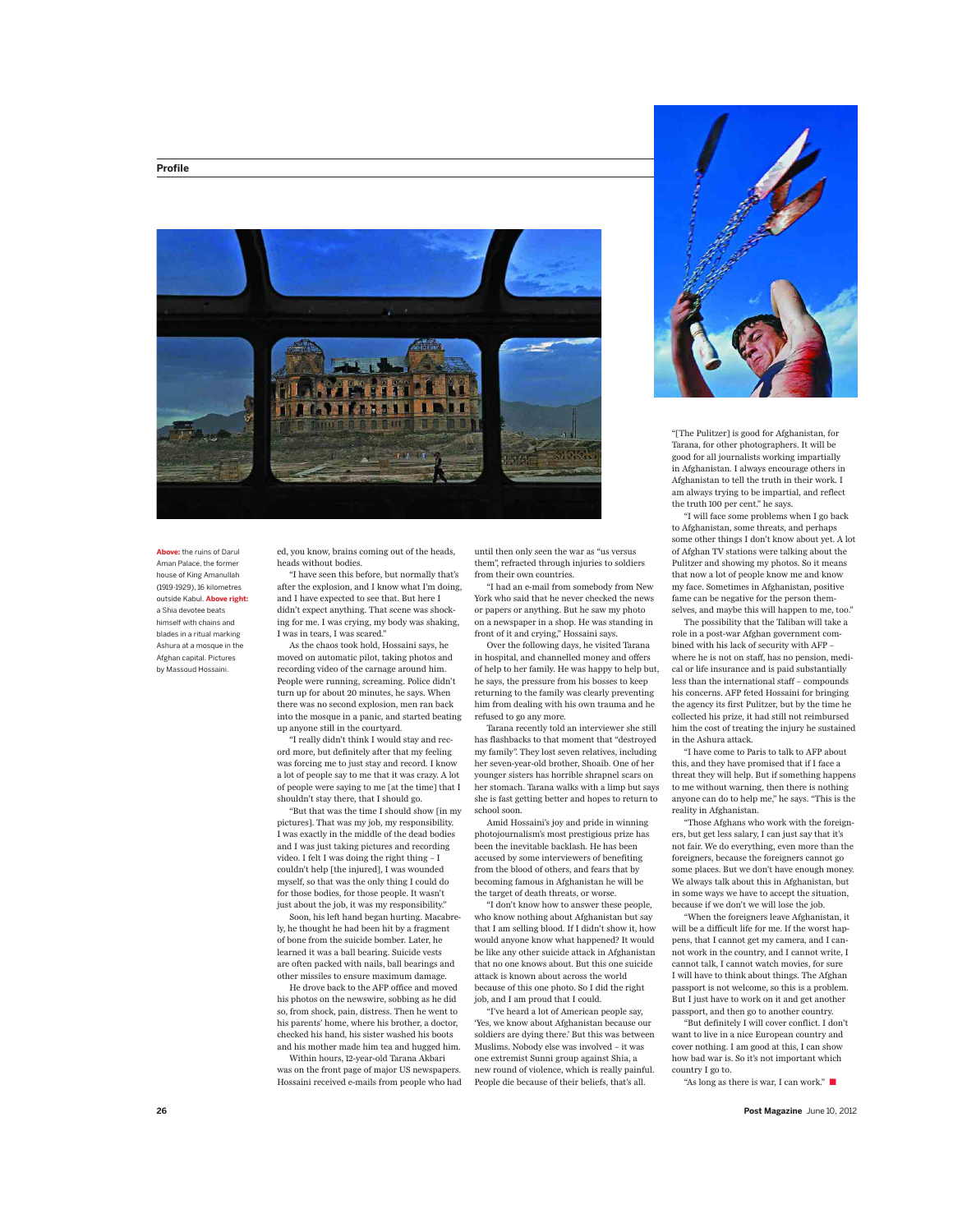**Above:** the ruins of Darul Aman Palace, the former house of King Amanullah (1919-1929), 16 kilometres outside Kabul. **Above right:** a Shia devotee beats himself with chains and blades in a ritual marking Ashura at a mosque in the Afghan capital. Pictures by Massoud Hossaini.

ed, you know, brains coming out of the heads, heads without bodies.

"I have seen this before, but normally that's after the explosion, and I know what I'm doing, and I have expected to see that. But here I didn't expect anything. That scene was shocking for me. I was crying, my body was shaking, I was in tears, I was scared."

As the chaos took hold, Hossaini says, he moved on automatic pilot, taking photos and recording video of the carnage around him. People were running, screaming. Police didn't turn up for about 20 minutes, he says. When there was no second explosion, men ran back into the mosque in a panic, and started beating up anyone still in the courtyard.

"I really didn't think I would stay and record more, but definitely after that my feeling was forcing me to just stay and record. I know a lot of people say to me that it was crazy. A lot of people were saying to me [at the time] that I shouldn't stay there, that I should go.

"But that was the time I should show [in my pictures]. That was my job, my responsibility. I was exactly in the middle of the dead bodies and I was just taking pictures and recording video. I felt I was doing the right thing – I couldn't help [the injured], I was wounded myself, so that was the only thing I could do for those bodies, for those people. It wasn't just about the job, it was my responsibility."

Soon, his left hand began hurting. Macabrely, he thought he had been hit by a fragment of bone from the suicide bomber. Later, he learned it was a ball bearing. Suicide vests are often packed with nails, ball bearings and other missiles to ensure maximum damage.

He drove back to the AFP office and moved his photos on the newswire, sobbing as he did so, from shock, pain, distress. Then he went to his parents' home, where his brother, a doctor, checked his hand, his sister washed his boots and his mother made him tea and hugged him.

Within hours, 12-year-old Tarana Akbari was on the front page of major US newspapers. Hossaini received e-mails from people who had until then only seen the war as "us versus them", refracted through injuries to soldiers from their own countries.

"I had an e-mail from somebody from New York who said that he never checked the news or papers or anything. But he saw my photo on a newspaper in a shop. He was standing in front of it and crying," Hossaini says.

Over the following days, he visited Tarana in hospital, and channelled money and offers of help to her family. He was happy to help but, he says, the pressure from his bosses to keep returning to the family was clearly preventing him from dealing with his own trauma and he refused to go any more.

Tarana recently told an interviewer she still has flashbacks to that moment that "destroyed my family". They lost seven relatives, including her seven-year-old brother, Shoaib. One of her younger sisters has horrible shrapnel scars on her stomach. Tarana walks with a limp but says she is fast getting better and hopes to return to school soon.

Amid Hossaini's joy and pride in winning photojournalism's most prestigious prize has been the inevitable backlash. He has been accused by some interviewers of benefiting from the blood of others, and fears that by becoming famous in Afghanistan he will be the target of death threats, or worse.

"I don't know how to answer these people, who know nothing about Afghanistan but say that I am selling blood. If I didn't show it, how would anyone know what happened? It would be like any other suicide attack in Afghanistan that no one knows about. But this one suicide attack is known about across the world because of this one photo. So I did the right job, and I am proud that I could.

"I've heard a lot of American people say, 'Yes, we know about Afghanistan because our soldiers are dying there.' But this was between Muslims. Nobody else was involved – it was one extremist Sunni group against Shia, a new round of violence, which is really painful. People die because of their beliefs, that's all.

"[The Pulitzer] is good for Afghanistan, for Tarana, for other photographers. It will be good for all journalists working impartially in Afghanistan. I always encourage others in Afghanistan to tell the truth in their work. I am always trying to be impartial, and reflect the truth 100 per cent," he says.

"I will face some problems when I go back to Afghanistan, some threats, and perhaps some other things I don't know about yet. A lot of Afghan TV stations were talking about the Pulitzer and showing my photos. So it means that now a lot of people know me and know my face. Sometimes in Afghanistan, positive fame can be negative for the person themselves, and maybe this will happen to me, too."

The possibility that the Taliban will take a role in a post-war Afghan government combined with his lack of security with AFP – where he is not on staff, has no pension, medical or life insurance and is paid substantially less than the international staff – compounds his concerns. AFP feted Hossaini for bringing the agency its first Pulitzer, but by the time he collected his prize, it had still not reimbursed him the cost of treating the injury he sustained in the Ashura attack.

"I have come to Paris to talk to AFP about this, and they have promised that if I face a threat they will help. But if something happens to me without warning, then there is nothing anyone can do to help me," he says. "This is the reality in Afghanistan.

"Those Afghans who work with the foreigners, but get less salary, I can just say that it's not fair. We do everything, even more than the foreigners, because the foreigners cannot go some places. But we don't have enough money. We always talk about this in Afghanistan, but in some ways we have to accept the situation, because if we don't we will lose the job.

"When the foreigners leave Afghanistan, it will be a difficult life for me. If the worst happens, that I cannot get my camera, and I cannot work in the country, and I cannot write, I cannot talk, I cannot watch movies, for sure I will have to think about things. The Afghan passport is not welcome, so this is a problem. But I just have to work on it and get another passport, and then go to another country.

"But definitely I will cover conflict. I don't want to live in a nice European country and cover nothing. I am good at this, I can show how bad war is. So it's not important which country I go to.

"As long as there is war, I can work." ■